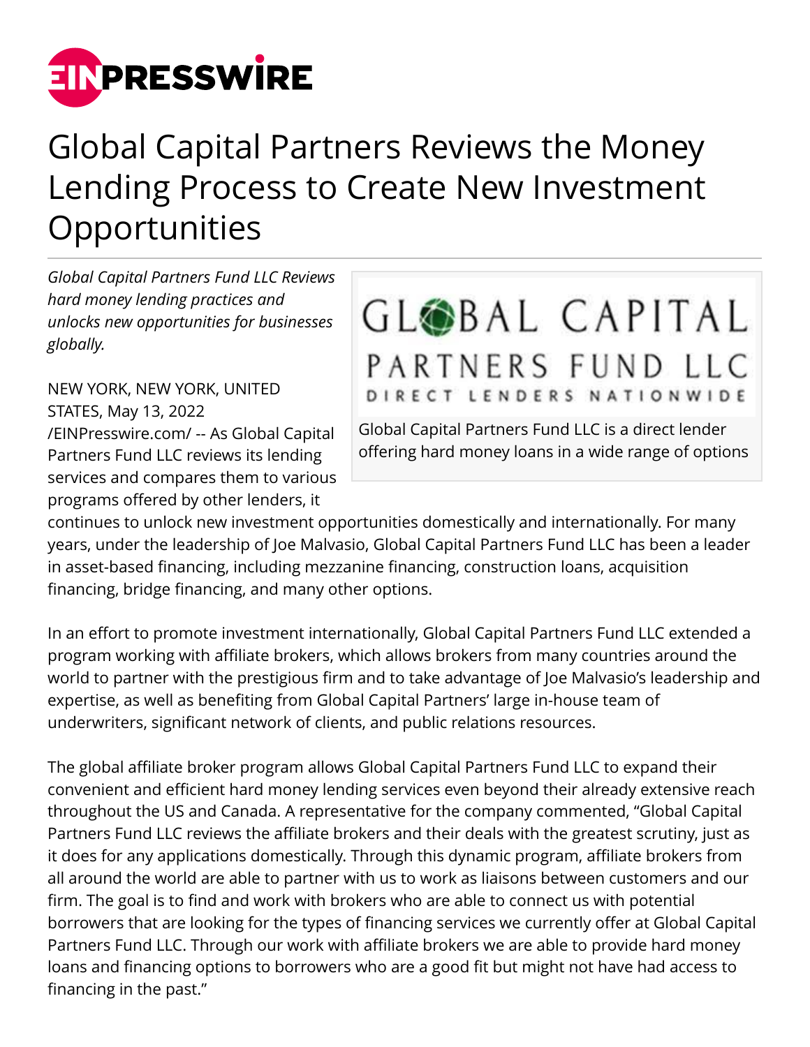# Global Capital Partners Reviews the Money Lending Process to Create New Investment Opportunities

*Global Capital Partners Fund LLC Reviews hard money lending practices and unlocks new opportunities for businesses globally.*

Global Capital Partners Fund LLC is a direct lender offering hard money loans in a wide range of options

NEW YORK, NEW YORK, UNITED STATES, May 13, 2022 /EINPresswire.com/ -- As Global Capital Partners Fund LLC reviews its lending services and compares them to various programs offered by other lenders, it continues to unlock new investment opportunities domestically and internationally. For many years, under the leadership of Joe Malvasio, Global Capital Partners Fund LLC has been a leader in asset-based financing, including mezzanine financing, construction loans, acquisition financing, bridge financing, and many other options.

In an effort to promote investment internationally, Global Capital Partners Fund LLC extended a program working with affiliate brokers, which allows brokers from many countries around the world to partner with the prestigious firm and to take advantage of Joe Malvasio's leadership and expertise, as well as benefiting from Global Capital Partners' large in-house team of underwriters, significant network of clients, and public relations resources.

The global affiliate broker program allows Global Capital Partners Fund LLC to expand their convenient and efficient hard money lending services even beyond their already extensive reach throughout the US and Canada. A representative for the company commented, "Global Capital Partners Fund LLC reviews the affiliate brokers and their deals with the greatest scrutiny, just as it does for any applications domestically. Through this dynamic program, affiliate brokers from all around the world are able to partner with us to work as liaisons between customers and our firm. The goal is to find and work with brokers who are able to connect us with potential borrowers that are looking for the types of financing services we currently offer at Global Capital Partners Fund LLC. Through our work with affiliate brokers we are able to provide hard money loans and financing options to borrowers who are a good fit but might not have had access to financing in the past."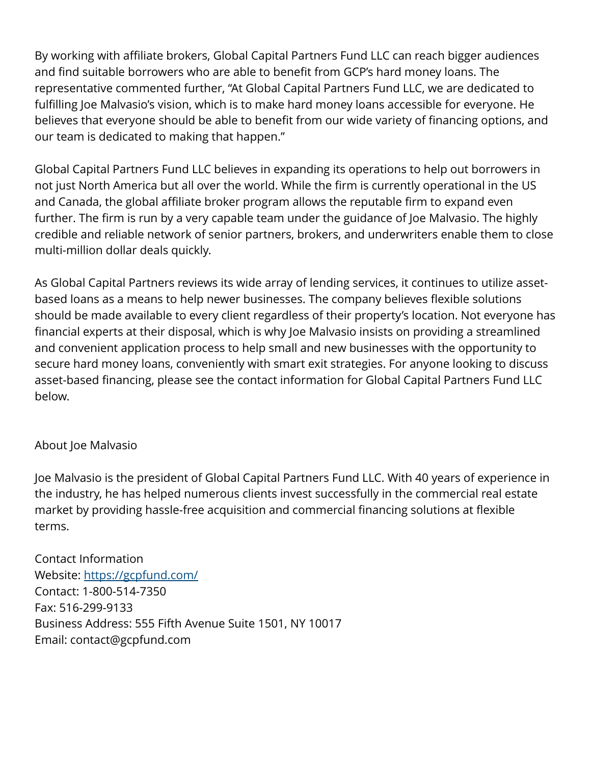By working with affiliate brokers, Global Capital Partners Fund LLC can reach bigger audiences and find suitable borrowers who are able to benefit from GCP's hard money loans. The representative commented further, "At Global Capital Partners Fund LLC, we are dedicated to fulfilling Joe Malvasio's vision, which is to make hard money loans accessible for everyone. He believes that everyone should be able to benefit from our wide variety of financing options, and our team is dedicated to making that happen."

Global Capital Partners Fund LLC believes in expanding its operations to help out borrowers in not just North America but all over the world. While the firm is currently operational in the US and Canada, the global affiliate broker program allows the reputable firm to expand even further. The firm is run by a very capable team under the guidance of Joe Malvasio. The highly credible and reliable network of senior partners, brokers, and underwriters enable them to close multi-million dollar deals quickly.

As Global Capital Partners reviews its wide array of lending services, it continues to utilize asset-based loans as a means to help newer businesses. The company believes flexible solutions should be made available to every client regardless of their property's location. Not everyone has financial experts at their disposal, which is why Joe Malvasio insists on providing a streamlined and convenient application process to help small and new businesses with the opportunity to secure hard money loans, conveniently with smart exit strategies. For anyone looking to discuss asset-based financing, please see the contact information for Global Capital Partners Fund LLC below.

About Joe Malvasio

Joe Malvasio is the president of Global Capital Partners Fund LLC. With 40 years of experience in the industry, he has helped numerous clients invest successfully in the commercial real estate market by providing hassle-free acquisition and commercial financing solutions at flexible terms.

Contact Information
Website: https://gcpfund.com/
Contact: 1-800-514-7350
Fax: 516-299-9133
Business Address: 555 Fifth Avenue Suite 1501, NY 10017
Email: contact@gcpfund.com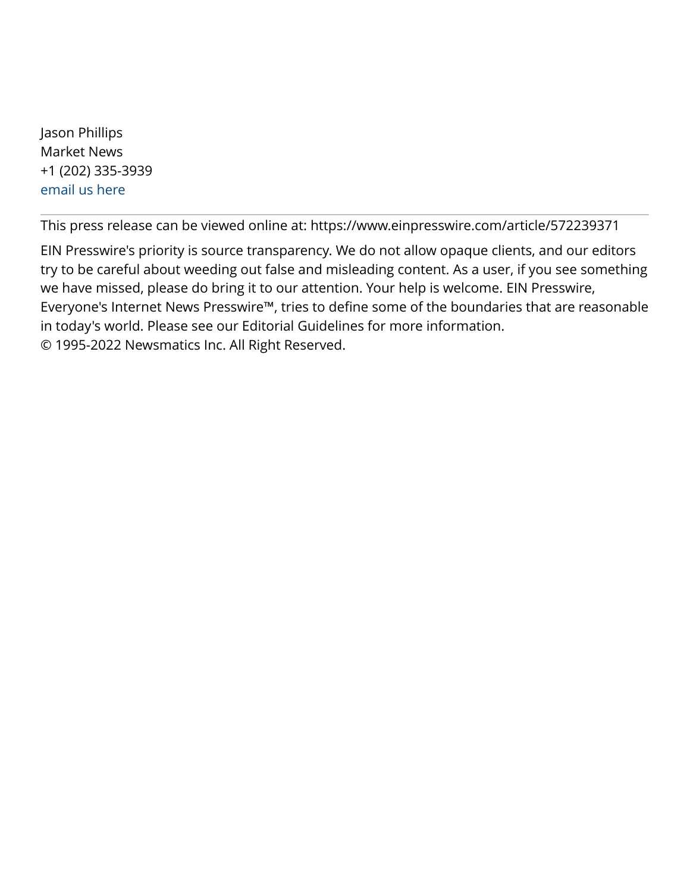Jason Phillips
Market News
+1 (202) 335-3939
email us here

---

This press release can be viewed online at: https://www.einpresswire.com/article/572239371

EIN Presswire's priority is source transparency. We do not allow opaque clients, and our editors try to be careful about weeding out false and misleading content. As a user, if you see something we have missed, please do bring it to our attention. Your help is welcome. EIN Presswire, Everyone's Internet News Presswire™, tries to define some of the boundaries that are reasonable in today's world. Please see our Editorial Guidelines for more information.
© 1995-2022 Newsmatics Inc. All Right Reserved.